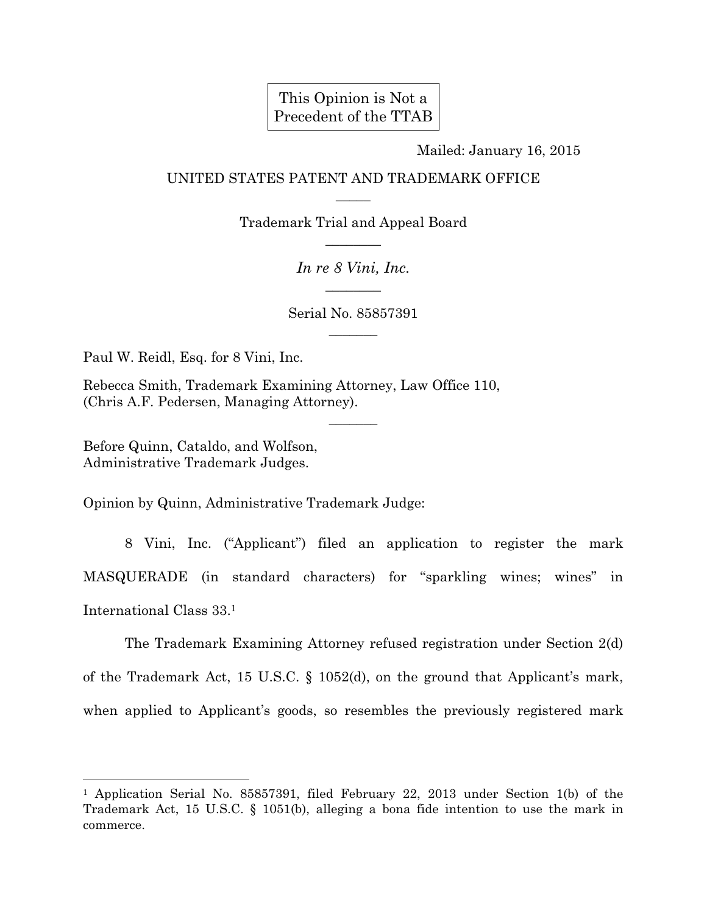This Opinion is Not a Precedent of the TTAB

Mailed: January 16, 2015

UNITED STATES PATENT AND TRADEMARK OFFICE

Trademark Trial and Appeal Board

*In re 8 Vini, Inc.*

Serial No. 85857391

Paul W. Reidl, Esq. for 8 Vini, Inc.

Rebecca Smith, Trademark Examining Attorney, Law Office 110, (Chris A.F. Pedersen, Managing Attorney).

Before Quinn, Cataldo, and Wolfson, Administrative Trademark Judges.

Opinion by Quinn, Administrative Trademark Judge:

8 Vini, Inc. ("Applicant") filed an application to register the mark MASQUERADE (in standard characters) for "sparkling wines; wines" in International Class 33.[1]

The Trademark Examining Attorney refused registration under Section 2(d) of the Trademark Act, 15 U.S.C. § 1052(d), on the ground that Applicant's mark, when applied to Applicant's goods, so resembles the previously registered mark

[1] Application Serial No. 85857391, filed February 22, 2013 under Section 1(b) of the Trademark Act, 15 U.S.C. § 1051(b), alleging a bona fide intention to use the mark in commerce.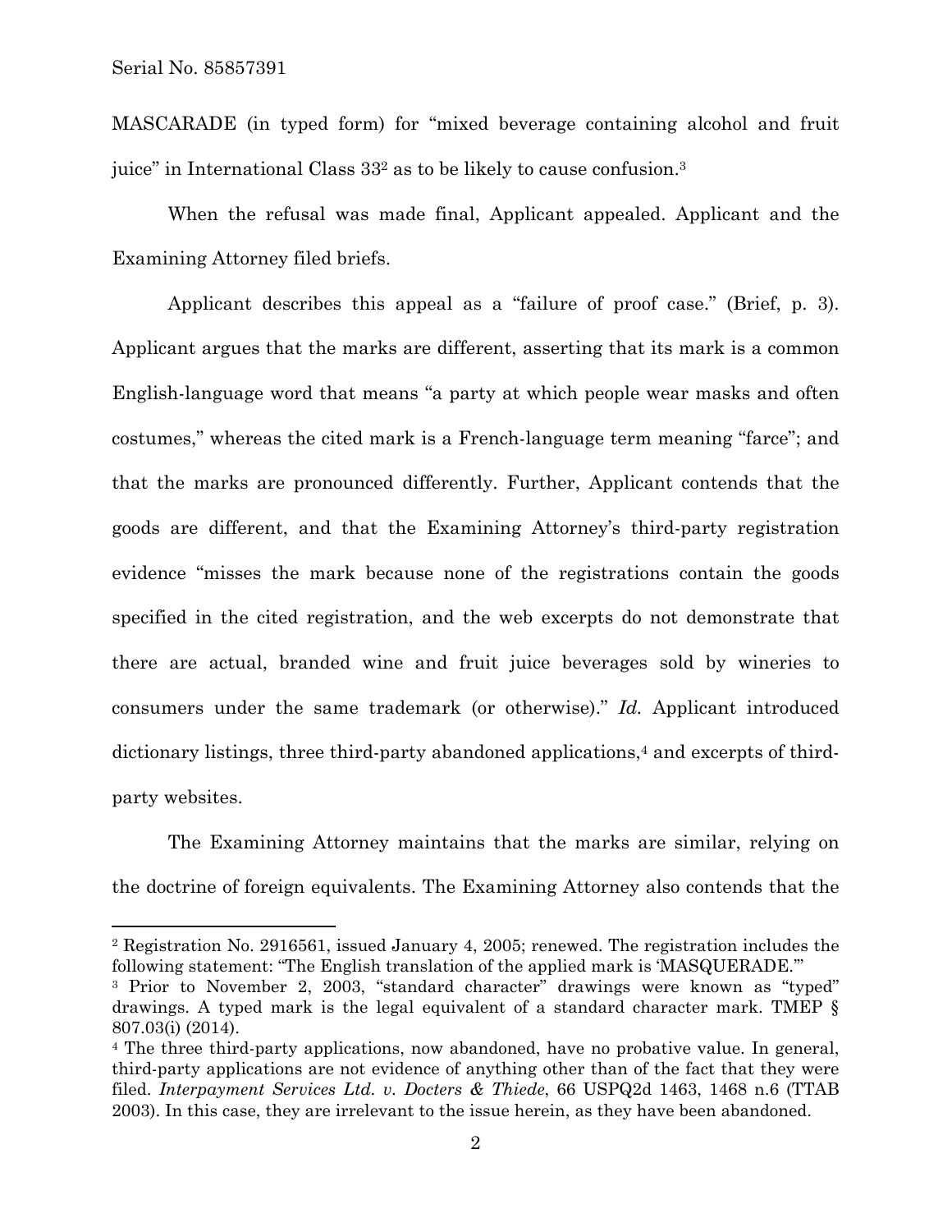MASCARADE (in typed form) for "mixed beverage containing alcohol and fruit juice" in International Class 33[2] as to be likely to cause confusion.[3]

When the refusal was made final, Applicant appealed. Applicant and the Examining Attorney filed briefs.

Applicant describes this appeal as a "failure of proof case." (Brief, p. 3). Applicant argues that the marks are different, asserting that its mark is a common English-language word that means "a party at which people wear masks and often costumes," whereas the cited mark is a French-language term meaning "farce"; and that the marks are pronounced differently. Further, Applicant contends that the goods are different, and that the Examining Attorney's third-party registration evidence "misses the mark because none of the registrations contain the goods specified in the cited registration, and the web excerpts do not demonstrate that there are actual, branded wine and fruit juice beverages sold by wineries to consumers under the same trademark (or otherwise)." *Id.* Applicant introduced dictionary listings, three third-party abandoned applications,[4] and excerpts of third-party websites.

The Examining Attorney maintains that the marks are similar, relying on the doctrine of foreign equivalents. The Examining Attorney also contends that the

---

[2] Registration No. 2916561, issued January 4, 2005; renewed. The registration includes the following statement: "The English translation of the applied mark is 'MASQUERADE.'"

[3] Prior to November 2, 2003, "standard character" drawings were known as "typed" drawings. A typed mark is the legal equivalent of a standard character mark. TMEP § 807.03(i) (2014).

[4] The three third-party applications, now abandoned, have no probative value. In general, third-party applications are not evidence of anything other than of the fact that they were filed. *Interpayment Services Ltd. v. Docters & Thiede*, 66 USPQ2d 1463, 1468 n.6 (TTAB 2003). In this case, they are irrelevant to the issue herein, as they have been abandoned.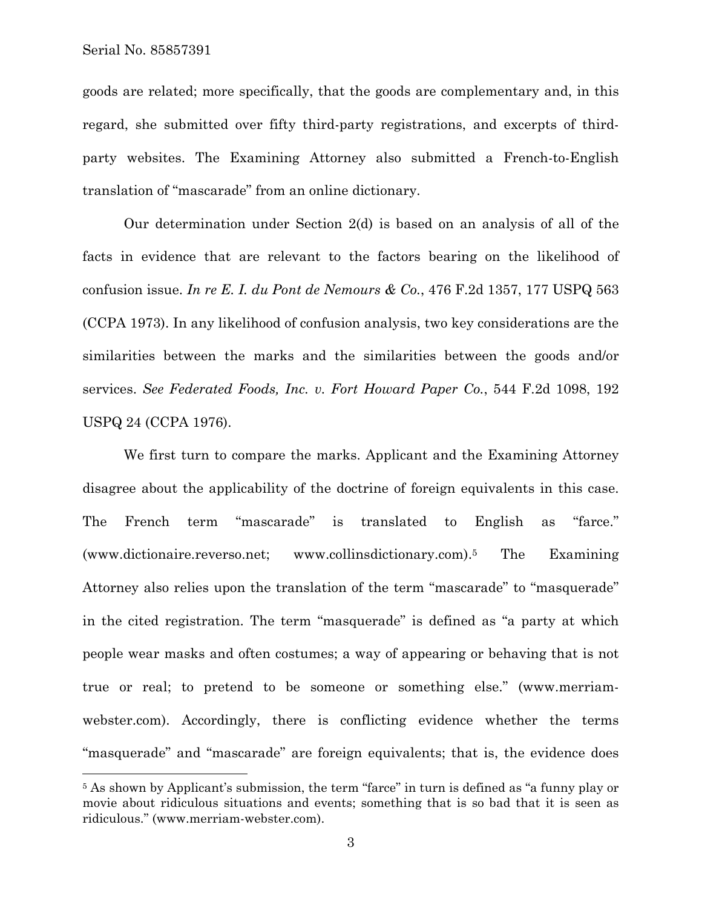goods are related; more specifically, that the goods are complementary and, in this regard, she submitted over fifty third-party registrations, and excerpts of third-party websites. The Examining Attorney also submitted a French-to-English translation of "mascarade" from an online dictionary.

Our determination under Section 2(d) is based on an analysis of all of the facts in evidence that are relevant to the factors bearing on the likelihood of confusion issue. *In re E. I. du Pont de Nemours & Co.*, 476 F.2d 1357, 177 USPQ 563 (CCPA 1973). In any likelihood of confusion analysis, two key considerations are the similarities between the marks and the similarities between the goods and/or services. *See Federated Foods, Inc. v. Fort Howard Paper Co.*, 544 F.2d 1098, 192 USPQ 24 (CCPA 1976).

We first turn to compare the marks. Applicant and the Examining Attorney disagree about the applicability of the doctrine of foreign equivalents in this case. The French term "mascarade" is translated to English as "farce." (www.dictionaire.reverso.net; www.collinsdictionary.com).[5] The Examining Attorney also relies upon the translation of the term "mascarade" to "masquerade" in the cited registration. The term "masquerade" is defined as "a party at which people wear masks and often costumes; a way of appearing or behaving that is not true or real; to pretend to be someone or something else." (www.merriam-webster.com). Accordingly, there is conflicting evidence whether the terms "masquerade" and "mascarade" are foreign equivalents; that is, the evidence does

---

[5] As shown by Applicant's submission, the term "farce" in turn is defined as "a funny play or movie about ridiculous situations and events; something that is so bad that it is seen as ridiculous." (www.merriam-webster.com).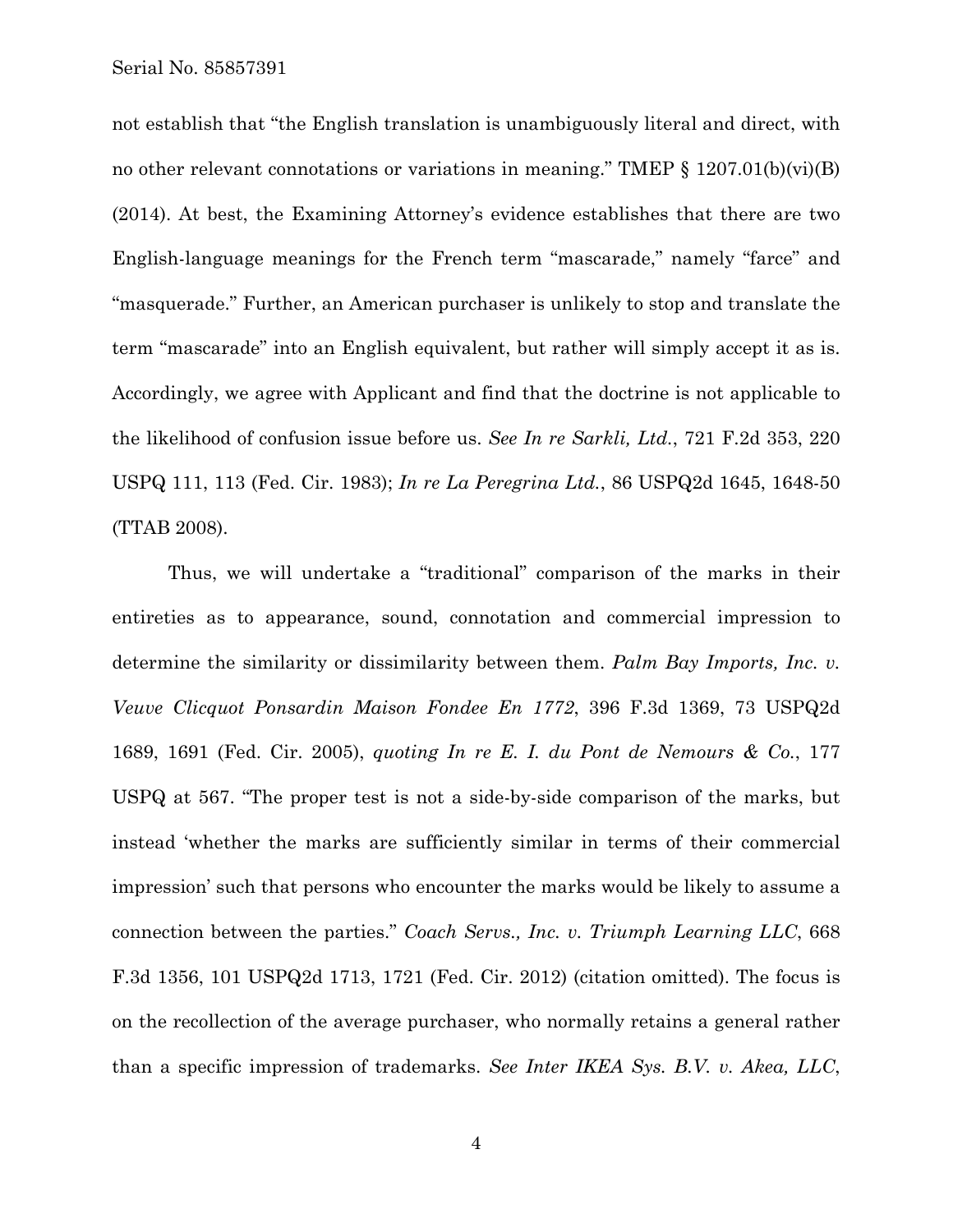not establish that "the English translation is unambiguously literal and direct, with no other relevant connotations or variations in meaning." TMEP § 1207.01(b)(vi)(B) (2014). At best, the Examining Attorney's evidence establishes that there are two English-language meanings for the French term "mascarade," namely "farce" and "masquerade." Further, an American purchaser is unlikely to stop and translate the term "mascarade" into an English equivalent, but rather will simply accept it as is. Accordingly, we agree with Applicant and find that the doctrine is not applicable to the likelihood of confusion issue before us. *See In re Sarkli, Ltd.*, 721 F.2d 353, 220 USPQ 111, 113 (Fed. Cir. 1983); *In re La Peregrina Ltd.*, 86 USPQ2d 1645, 1648-50 (TTAB 2008).

Thus, we will undertake a "traditional" comparison of the marks in their entireties as to appearance, sound, connotation and commercial impression to determine the similarity or dissimilarity between them. *Palm Bay Imports, Inc. v. Veuve Clicquot Ponsardin Maison Fondee En 1772*, 396 F.3d 1369, 73 USPQ2d 1689, 1691 (Fed. Cir. 2005), *quoting In re E. I. du Pont de Nemours & Co.*, 177 USPQ at 567. "The proper test is not a side-by-side comparison of the marks, but instead 'whether the marks are sufficiently similar in terms of their commercial impression' such that persons who encounter the marks would be likely to assume a connection between the parties." *Coach Servs., Inc. v. Triumph Learning LLC*, 668 F.3d 1356, 101 USPQ2d 1713, 1721 (Fed. Cir. 2012) (citation omitted). The focus is on the recollection of the average purchaser, who normally retains a general rather than a specific impression of trademarks. *See Inter IKEA Sys. B.V. v. Akea, LLC*,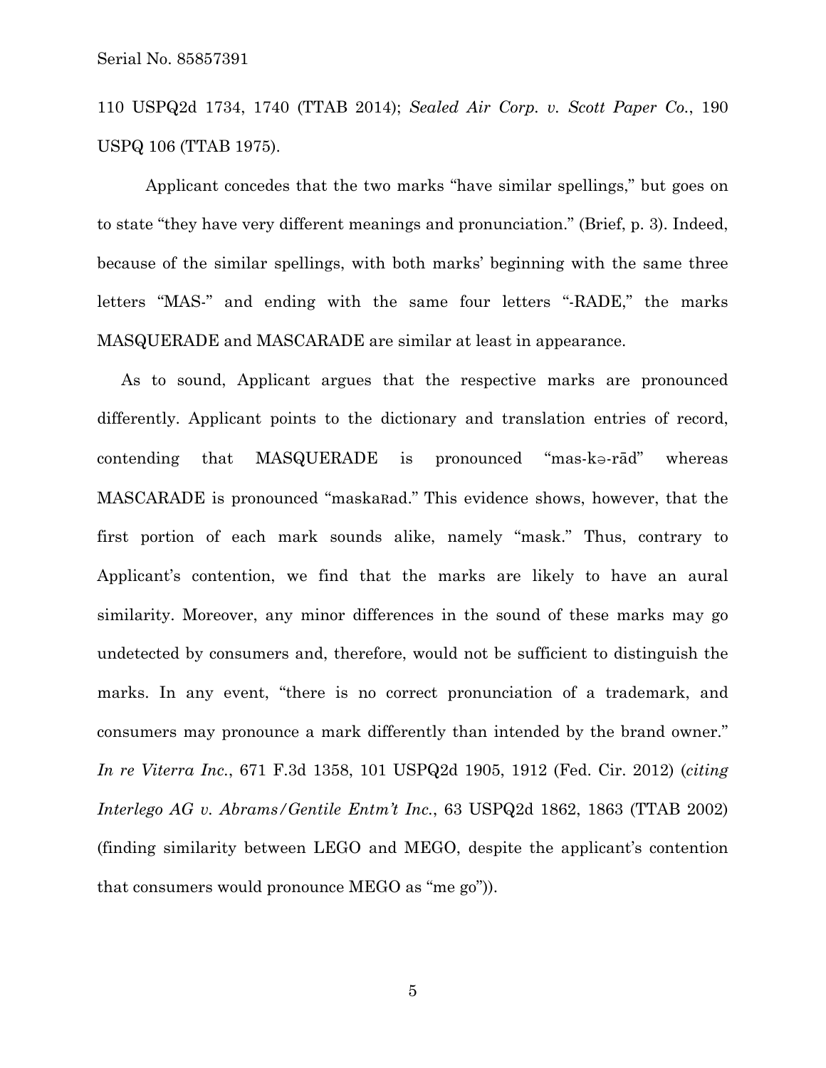110 USPQ2d 1734, 1740 (TTAB 2014); *Sealed Air Corp. v. Scott Paper Co.*, 190 USPQ 106 (TTAB 1975).

Applicant concedes that the two marks "have similar spellings," but goes on to state "they have very different meanings and pronunciation." (Brief, p. 3). Indeed, because of the similar spellings, with both marks' beginning with the same three letters "MAS-" and ending with the same four letters "-RADE," the marks MASQUERADE and MASCARADE are similar at least in appearance.

As to sound, Applicant argues that the respective marks are pronounced differently. Applicant points to the dictionary and translation entries of record, contending that MASQUERADE is pronounced "mas-kə-rād" whereas MASCARADE is pronounced "maskaʀad." This evidence shows, however, that the first portion of each mark sounds alike, namely "mask." Thus, contrary to Applicant's contention, we find that the marks are likely to have an aural similarity. Moreover, any minor differences in the sound of these marks may go undetected by consumers and, therefore, would not be sufficient to distinguish the marks. In any event, "there is no correct pronunciation of a trademark, and consumers may pronounce a mark differently than intended by the brand owner." *In re Viterra Inc.*, 671 F.3d 1358, 101 USPQ2d 1905, 1912 (Fed. Cir. 2012) (*citing Interlego AG v. Abrams/Gentile Entm't Inc.*, 63 USPQ2d 1862, 1863 (TTAB 2002) (finding similarity between LEGO and MEGO, despite the applicant's contention that consumers would pronounce MEGO as "me go")).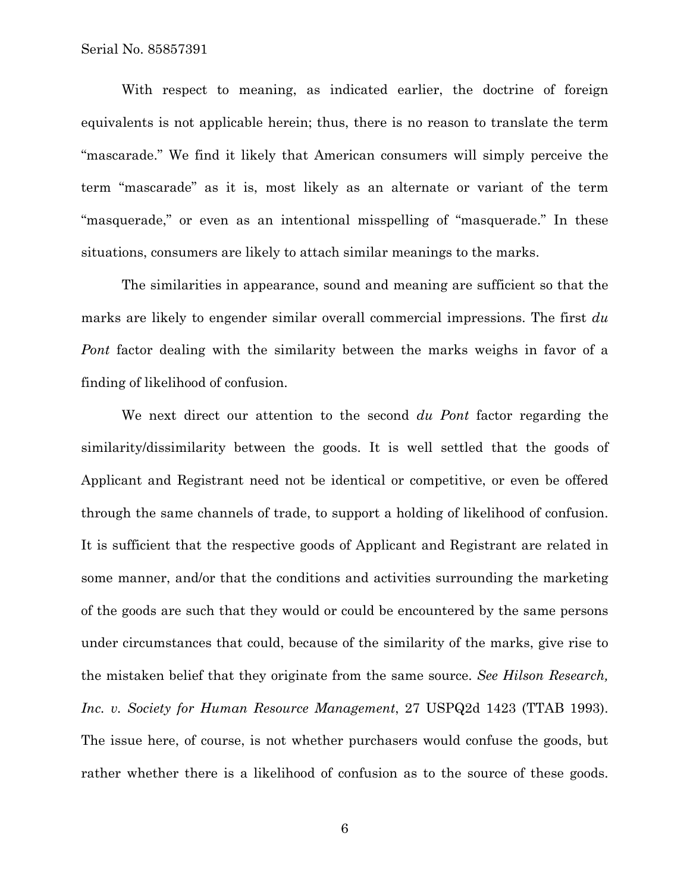With respect to meaning, as indicated earlier, the doctrine of foreign equivalents is not applicable herein; thus, there is no reason to translate the term "mascarade." We find it likely that American consumers will simply perceive the term "mascarade" as it is, most likely as an alternate or variant of the term "masquerade," or even as an intentional misspelling of "masquerade." In these situations, consumers are likely to attach similar meanings to the marks.

The similarities in appearance, sound and meaning are sufficient so that the marks are likely to engender similar overall commercial impressions. The first *du Pont* factor dealing with the similarity between the marks weighs in favor of a finding of likelihood of confusion.

We next direct our attention to the second *du Pont* factor regarding the similarity/dissimilarity between the goods. It is well settled that the goods of Applicant and Registrant need not be identical or competitive, or even be offered through the same channels of trade, to support a holding of likelihood of confusion. It is sufficient that the respective goods of Applicant and Registrant are related in some manner, and/or that the conditions and activities surrounding the marketing of the goods are such that they would or could be encountered by the same persons under circumstances that could, because of the similarity of the marks, give rise to the mistaken belief that they originate from the same source. *See Hilson Research, Inc. v. Society for Human Resource Management*, 27 USPQ2d 1423 (TTAB 1993). The issue here, of course, is not whether purchasers would confuse the goods, but rather whether there is a likelihood of confusion as to the source of these goods.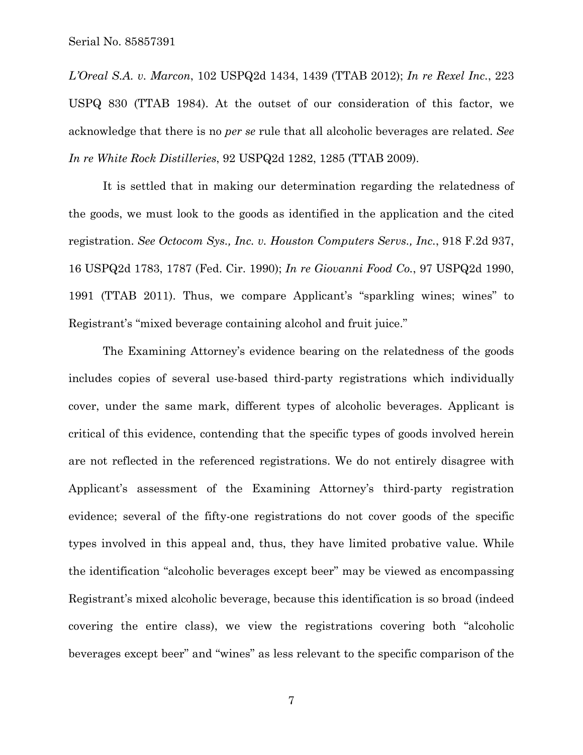*L'Oreal S.A. v. Marcon*, 102 USPQ2d 1434, 1439 (TTAB 2012); *In re Rexel Inc.*, 223 USPQ 830 (TTAB 1984). At the outset of our consideration of this factor, we acknowledge that there is no *per se* rule that all alcoholic beverages are related. *See In re White Rock Distilleries*, 92 USPQ2d 1282, 1285 (TTAB 2009).

It is settled that in making our determination regarding the relatedness of the goods, we must look to the goods as identified in the application and the cited registration. *See Octocom Sys., Inc. v. Houston Computers Servs., Inc.*, 918 F.2d 937, 16 USPQ2d 1783, 1787 (Fed. Cir. 1990); *In re Giovanni Food Co.*, 97 USPQ2d 1990, 1991 (TTAB 2011). Thus, we compare Applicant's "sparkling wines; wines" to Registrant's "mixed beverage containing alcohol and fruit juice."

The Examining Attorney's evidence bearing on the relatedness of the goods includes copies of several use-based third-party registrations which individually cover, under the same mark, different types of alcoholic beverages. Applicant is critical of this evidence, contending that the specific types of goods involved herein are not reflected in the referenced registrations. We do not entirely disagree with Applicant's assessment of the Examining Attorney's third-party registration evidence; several of the fifty-one registrations do not cover goods of the specific types involved in this appeal and, thus, they have limited probative value. While the identification "alcoholic beverages except beer" may be viewed as encompassing Registrant's mixed alcoholic beverage, because this identification is so broad (indeed covering the entire class), we view the registrations covering both "alcoholic beverages except beer" and "wines" as less relevant to the specific comparison of the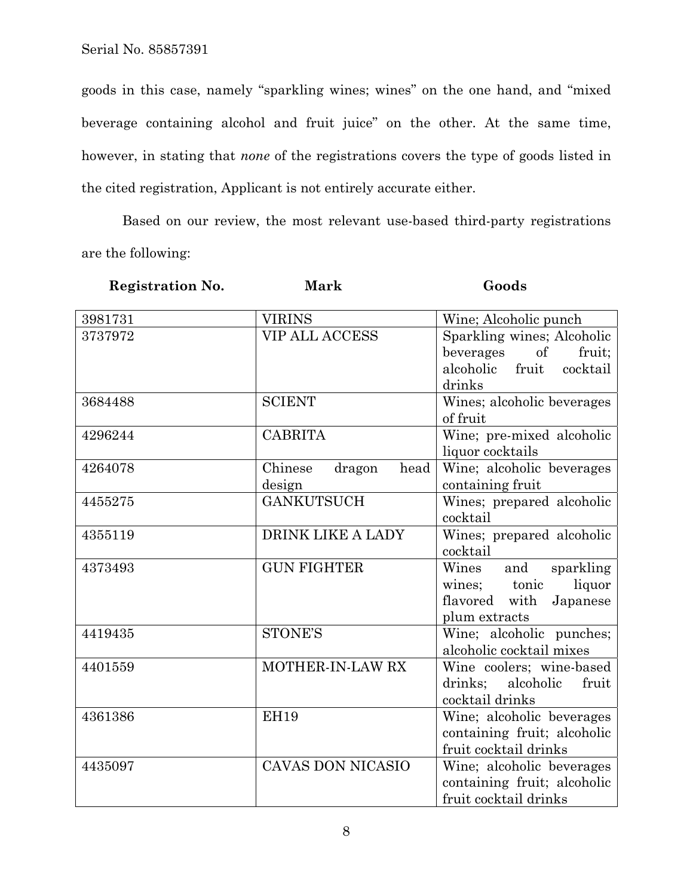goods in this case, namely "sparkling wines; wines" on the one hand, and "mixed beverage containing alcohol and fruit juice" on the other. At the same time, however, in stating that *none* of the registrations covers the type of goods listed in the cited registration, Applicant is not entirely accurate either.

Based on our review, the most relevant use-based third-party registrations are the following:

| Registration No. | Mark | Goods |
|---|---|---|
| 3981731 | VIRINS | Wine; Alcoholic punch |
| 3737972 | VIP ALL ACCESS | Sparkling wines; Alcoholic beverages of fruit; alcoholic fruit cocktail drinks |
| 3684488 | SCIENT | Wines; alcoholic beverages of fruit |
| 4296244 | CABRITA | Wine; pre-mixed alcoholic liquor cocktails |
| 4264078 | Chinese dragon head design | Wine; alcoholic beverages containing fruit |
| 4455275 | GANKUTSUCH | Wines; prepared alcoholic cocktail |
| 4355119 | DRINK LIKE A LADY | Wines; prepared alcoholic cocktail |
| 4373493 | GUN FIGHTER | Wines and sparkling wines; tonic liquor flavored with Japanese plum extracts |
| 4419435 | STONE'S | Wine; alcoholic punches; alcoholic cocktail mixes |
| 4401559 | MOTHER-IN-LAW RX | Wine coolers; wine-based drinks; alcoholic fruit cocktail drinks |
| 4361386 | EH19 | Wine; alcoholic beverages containing fruit; alcoholic fruit cocktail drinks |
| 4435097 | CAVAS DON NICASIO | Wine; alcoholic beverages containing fruit; alcoholic fruit cocktail drinks |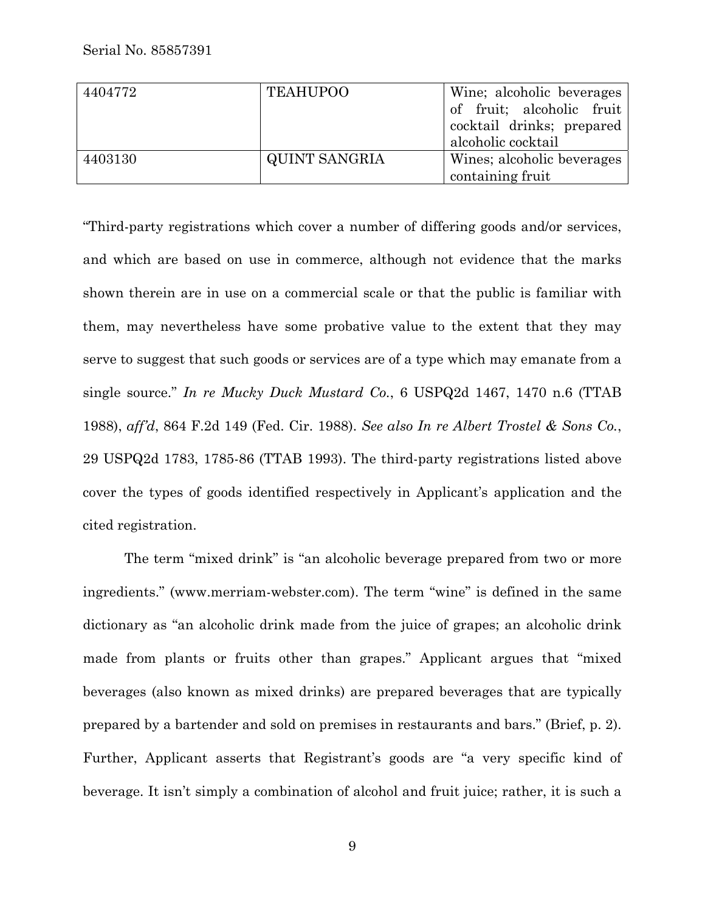| 4404772 | TEAHUPOO | Wine; alcoholic beverages of fruit; alcoholic fruit cocktail drinks; prepared alcoholic cocktail |
|---|---|---|
| 4403130 | QUINT SANGRIA | Wines; alcoholic beverages containing fruit |

"Third-party registrations which cover a number of differing goods and/or services, and which are based on use in commerce, although not evidence that the marks shown therein are in use on a commercial scale or that the public is familiar with them, may nevertheless have some probative value to the extent that they may serve to suggest that such goods or services are of a type which may emanate from a single source." *In re Mucky Duck Mustard Co.*, 6 USPQ2d 1467, 1470 n.6 (TTAB 1988), *aff'd*, 864 F.2d 149 (Fed. Cir. 1988). *See also In re Albert Trostel & Sons Co.*, 29 USPQ2d 1783, 1785-86 (TTAB 1993). The third-party registrations listed above cover the types of goods identified respectively in Applicant's application and the cited registration.

The term "mixed drink" is "an alcoholic beverage prepared from two or more ingredients." (www.merriam-webster.com). The term "wine" is defined in the same dictionary as "an alcoholic drink made from the juice of grapes; an alcoholic drink made from plants or fruits other than grapes." Applicant argues that "mixed beverages (also known as mixed drinks) are prepared beverages that are typically prepared by a bartender and sold on premises in restaurants and bars." (Brief, p. 2). Further, Applicant asserts that Registrant's goods are "a very specific kind of beverage. It isn't simply a combination of alcohol and fruit juice; rather, it is such a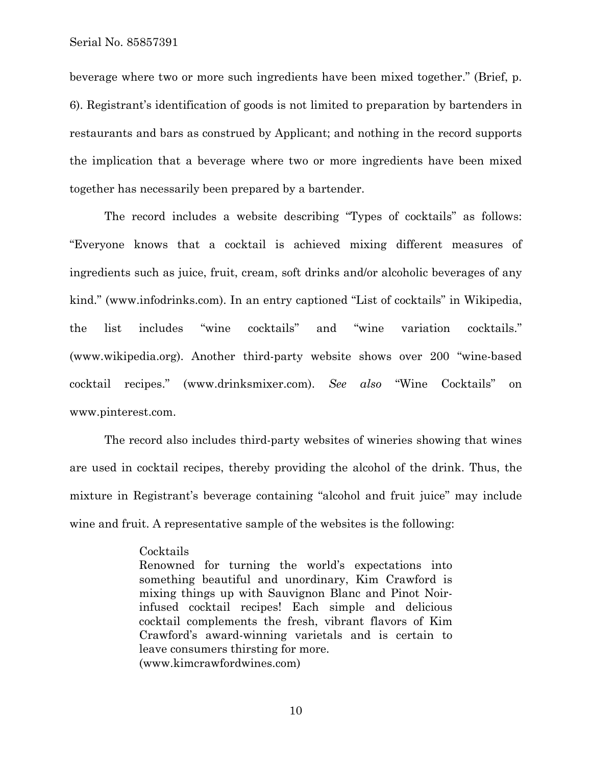beverage where two or more such ingredients have been mixed together." (Brief, p. 6). Registrant's identification of goods is not limited to preparation by bartenders in restaurants and bars as construed by Applicant; and nothing in the record supports the implication that a beverage where two or more ingredients have been mixed together has necessarily been prepared by a bartender.

The record includes a website describing "Types of cocktails" as follows: "Everyone knows that a cocktail is achieved mixing different measures of ingredients such as juice, fruit, cream, soft drinks and/or alcoholic beverages of any kind." (www.infodrinks.com). In an entry captioned "List of cocktails" in Wikipedia, the list includes "wine cocktails" and "wine variation cocktails." (www.wikipedia.org). Another third-party website shows over 200 "wine-based cocktail recipes." (www.drinksmixer.com). *See also* "Wine Cocktails" on www.pinterest.com.

The record also includes third-party websites of wineries showing that wines are used in cocktail recipes, thereby providing the alcohol of the drink. Thus, the mixture in Registrant's beverage containing "alcohol and fruit juice" may include wine and fruit. A representative sample of the websites is the following:

> Cocktails
> Renowned for turning the world's expectations into something beautiful and unordinary, Kim Crawford is mixing things up with Sauvignon Blanc and Pinot Noir-infused cocktail recipes! Each simple and delicious cocktail complements the fresh, vibrant flavors of Kim Crawford's award-winning varietals and is certain to leave consumers thirsting for more.
> (www.kimcrawfordwines.com)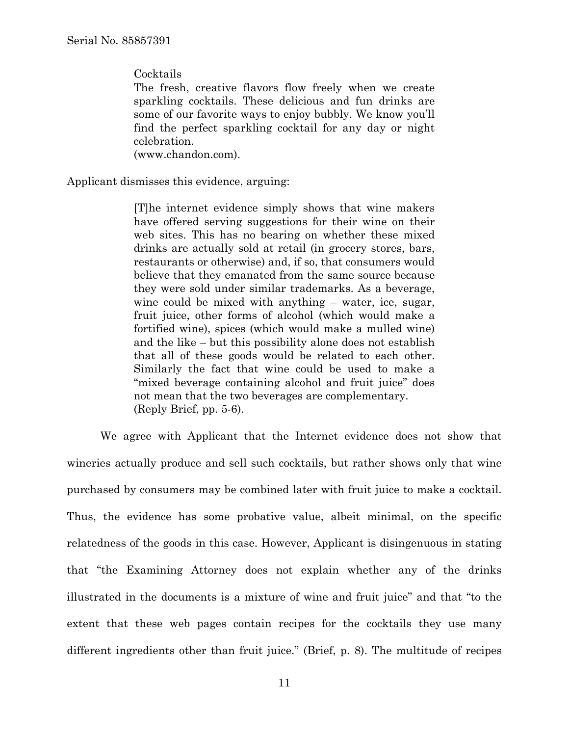> Cocktails
> The fresh, creative flavors flow freely when we create sparkling cocktails. These delicious and fun drinks are some of our favorite ways to enjoy bubbly. We know you'll find the perfect sparkling cocktail for any day or night celebration.
> (www.chandon.com).

Applicant dismisses this evidence, arguing:

> [T]he internet evidence simply shows that wine makers have offered serving suggestions for their wine on their web sites. This has no bearing on whether these mixed drinks are actually sold at retail (in grocery stores, bars, restaurants or otherwise) and, if so, that consumers would believe that they emanated from the same source because they were sold under similar trademarks. As a beverage, wine could be mixed with anything – water, ice, sugar, fruit juice, other forms of alcohol (which would make a fortified wine), spices (which would make a mulled wine) and the like – but this possibility alone does not establish that all of these goods would be related to each other. Similarly the fact that wine could be used to make a "mixed beverage containing alcohol and fruit juice" does not mean that the two beverages are complementary.
> (Reply Brief, pp. 5-6).

We agree with Applicant that the Internet evidence does not show that wineries actually produce and sell such cocktails, but rather shows only that wine purchased by consumers may be combined later with fruit juice to make a cocktail. Thus, the evidence has some probative value, albeit minimal, on the specific relatedness of the goods in this case. However, Applicant is disingenuous in stating that "the Examining Attorney does not explain whether any of the drinks illustrated in the documents is a mixture of wine and fruit juice" and that "to the extent that these web pages contain recipes for the cocktails they use many different ingredients other than fruit juice." (Brief, p. 8). The multitude of recipes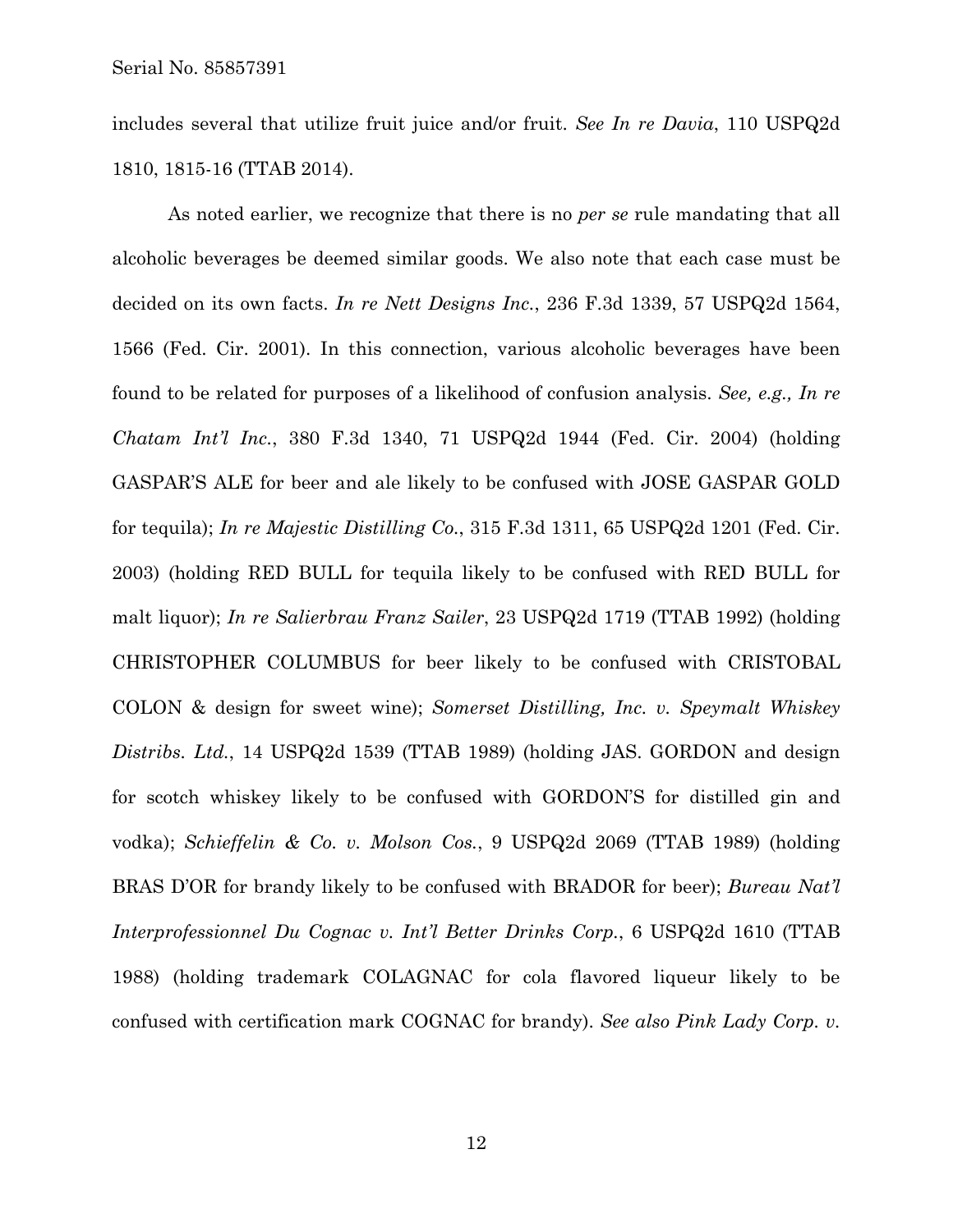includes several that utilize fruit juice and/or fruit. *See In re Davia*, 110 USPQ2d 1810, 1815-16 (TTAB 2014).

As noted earlier, we recognize that there is no *per se* rule mandating that all alcoholic beverages be deemed similar goods. We also note that each case must be decided on its own facts. *In re Nett Designs Inc.*, 236 F.3d 1339, 57 USPQ2d 1564, 1566 (Fed. Cir. 2001). In this connection, various alcoholic beverages have been found to be related for purposes of a likelihood of confusion analysis. *See, e.g., In re Chatam Int'l Inc.*, 380 F.3d 1340, 71 USPQ2d 1944 (Fed. Cir. 2004) (holding GASPAR'S ALE for beer and ale likely to be confused with JOSE GASPAR GOLD for tequila); *In re Majestic Distilling Co.*, 315 F.3d 1311, 65 USPQ2d 1201 (Fed. Cir. 2003) (holding RED BULL for tequila likely to be confused with RED BULL for malt liquor); *In re Salierbrau Franz Sailer*, 23 USPQ2d 1719 (TTAB 1992) (holding CHRISTOPHER COLUMBUS for beer likely to be confused with CRISTOBAL COLON & design for sweet wine); *Somerset Distilling, Inc. v. Speymalt Whiskey Distribs. Ltd.*, 14 USPQ2d 1539 (TTAB 1989) (holding JAS. GORDON and design for scotch whiskey likely to be confused with GORDON'S for distilled gin and vodka); *Schieffelin & Co. v. Molson Cos.*, 9 USPQ2d 2069 (TTAB 1989) (holding BRAS D'OR for brandy likely to be confused with BRADOR for beer); *Bureau Nat'l Interprofessionnel Du Cognac v. Int'l Better Drinks Corp.*, 6 USPQ2d 1610 (TTAB 1988) (holding trademark COLAGNAC for cola flavored liqueur likely to be confused with certification mark COGNAC for brandy). *See also Pink Lady Corp. v.*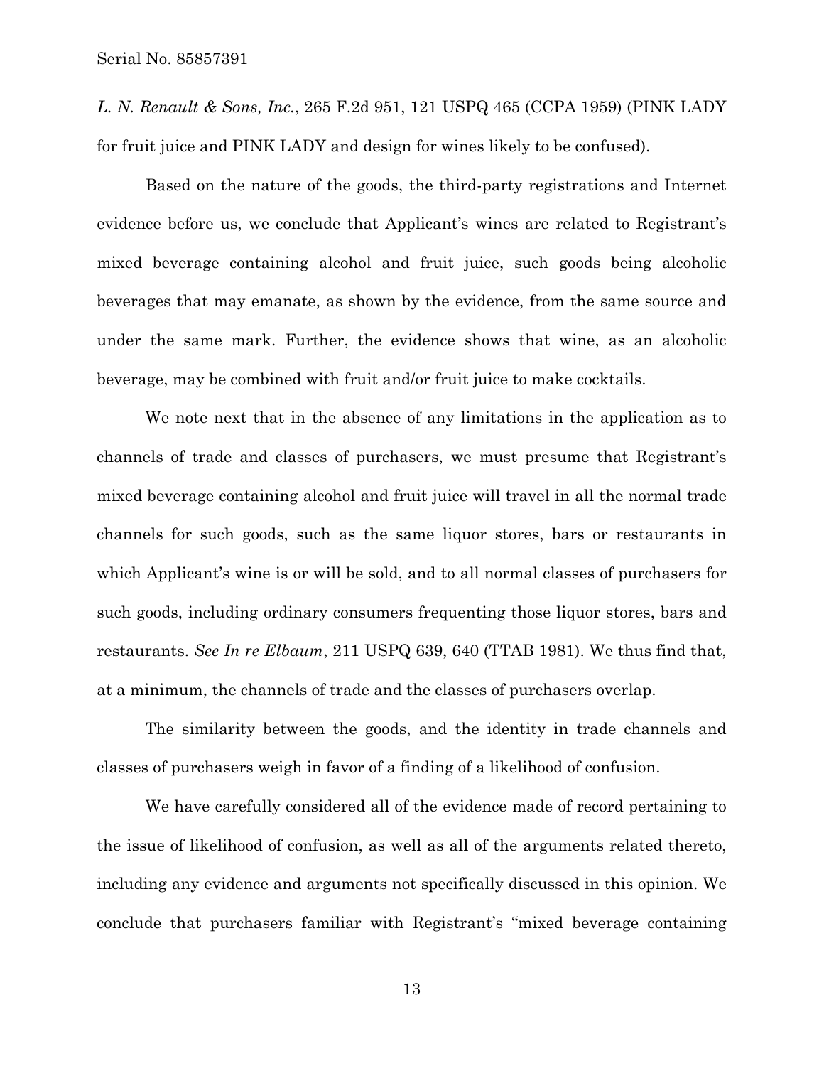*L. N. Renault & Sons, Inc.*, 265 F.2d 951, 121 USPQ 465 (CCPA 1959) (PINK LADY for fruit juice and PINK LADY and design for wines likely to be confused).

Based on the nature of the goods, the third-party registrations and Internet evidence before us, we conclude that Applicant's wines are related to Registrant's mixed beverage containing alcohol and fruit juice, such goods being alcoholic beverages that may emanate, as shown by the evidence, from the same source and under the same mark. Further, the evidence shows that wine, as an alcoholic beverage, may be combined with fruit and/or fruit juice to make cocktails.

We note next that in the absence of any limitations in the application as to channels of trade and classes of purchasers, we must presume that Registrant's mixed beverage containing alcohol and fruit juice will travel in all the normal trade channels for such goods, such as the same liquor stores, bars or restaurants in which Applicant's wine is or will be sold, and to all normal classes of purchasers for such goods, including ordinary consumers frequenting those liquor stores, bars and restaurants. *See In re Elbaum*, 211 USPQ 639, 640 (TTAB 1981). We thus find that, at a minimum, the channels of trade and the classes of purchasers overlap.

The similarity between the goods, and the identity in trade channels and classes of purchasers weigh in favor of a finding of a likelihood of confusion.

We have carefully considered all of the evidence made of record pertaining to the issue of likelihood of confusion, as well as all of the arguments related thereto, including any evidence and arguments not specifically discussed in this opinion. We conclude that purchasers familiar with Registrant's "mixed beverage containing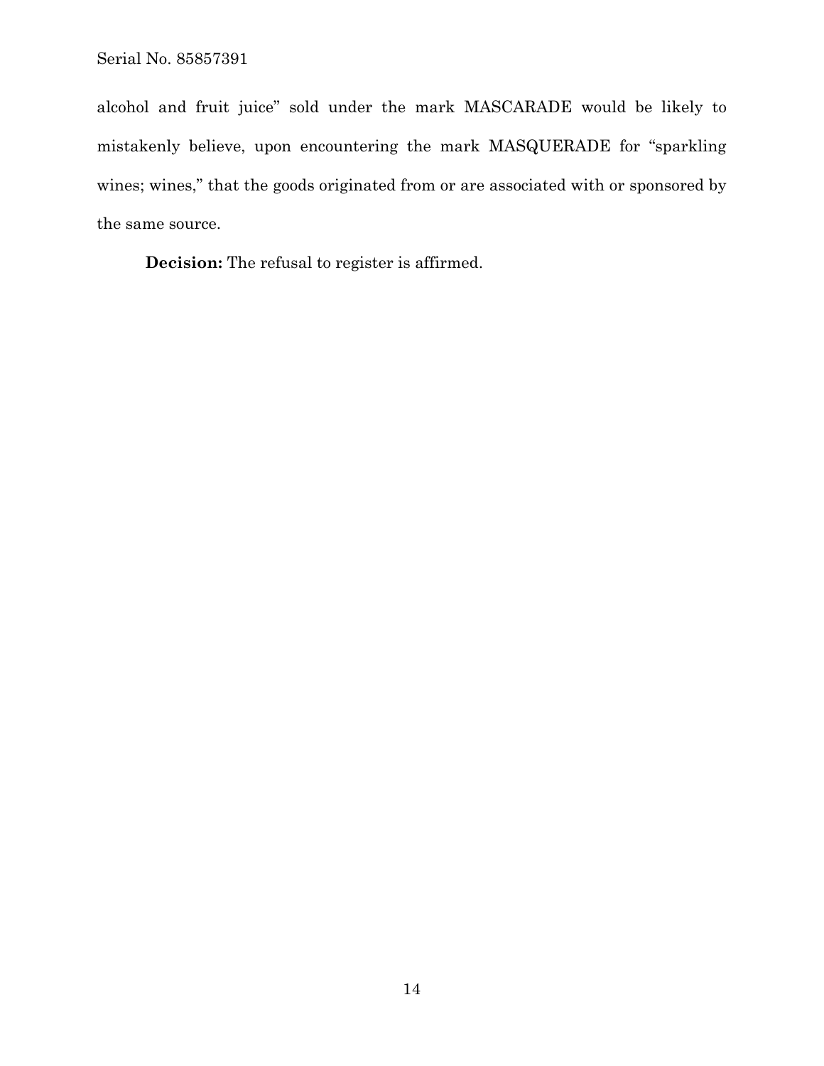alcohol and fruit juice" sold under the mark MASCARADE would be likely to mistakenly believe, upon encountering the mark MASQUERADE for "sparkling wines; wines," that the goods originated from or are associated with or sponsored by the same source.

**Decision:** The refusal to register is affirmed.